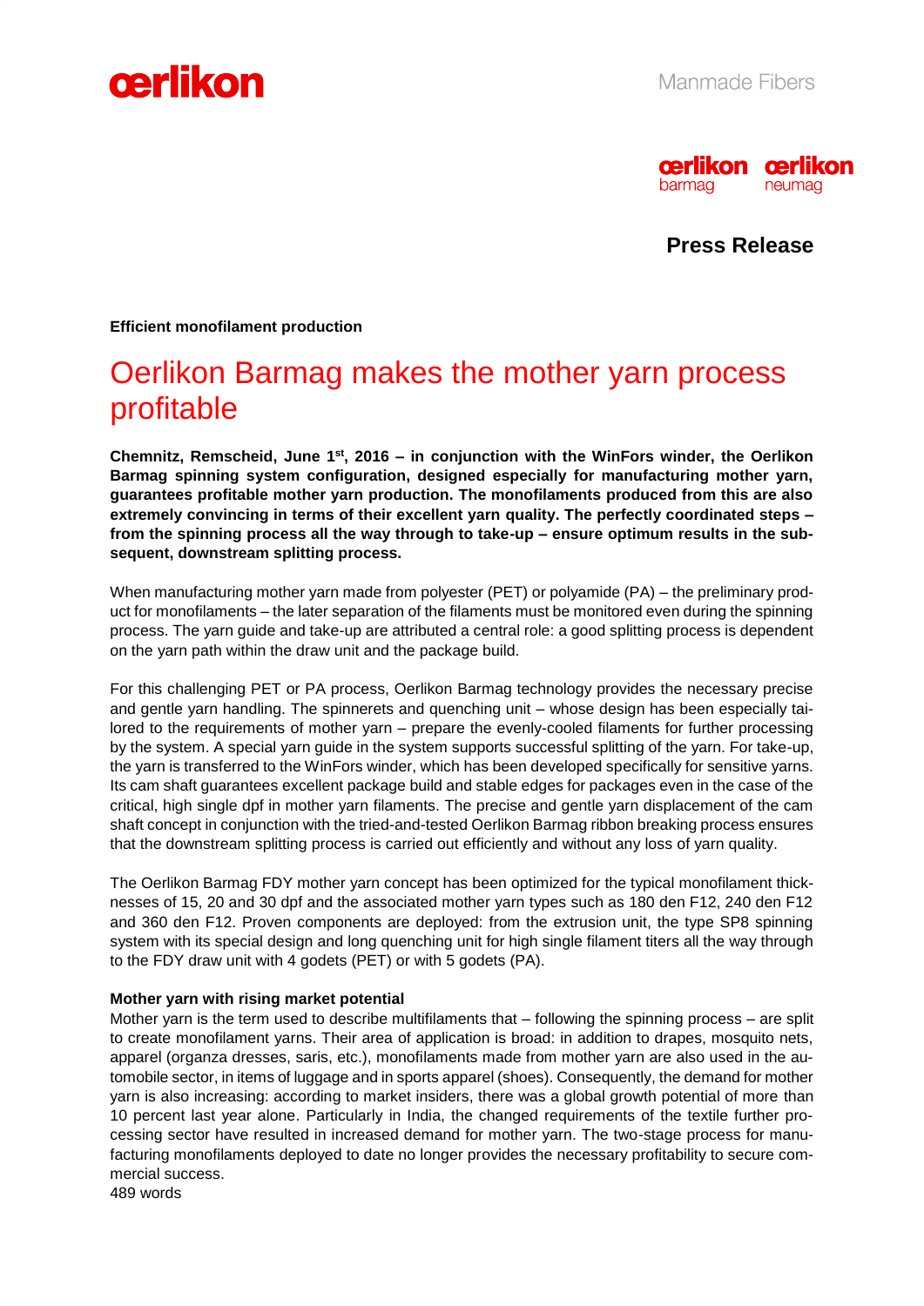Manmade Fibers

**Press Release**

**Efficient monofilament production**

# Oerlikon Barmag makes the mother yarn process profitable

**Chemnitz, Remscheid, June 1st, 2016 – in conjunction with the WinFors winder, the Oerlikon Barmag spinning system configuration, designed especially for manufacturing mother yarn, guarantees profitable mother yarn production. The monofilaments produced from this are also extremely convincing in terms of their excellent yarn quality. The perfectly coordinated steps – from the spinning process all the way through to take-up – ensure optimum results in the subsequent, downstream splitting process.**

When manufacturing mother yarn made from polyester (PET) or polyamide (PA) – the preliminary product for monofilaments – the later separation of the filaments must be monitored even during the spinning process. The yarn guide and take-up are attributed a central role: a good splitting process is dependent on the yarn path within the draw unit and the package build.

For this challenging PET or PA process, Oerlikon Barmag technology provides the necessary precise and gentle yarn handling. The spinnerets and quenching unit – whose design has been especially tailored to the requirements of mother yarn – prepare the evenly-cooled filaments for further processing by the system. A special yarn guide in the system supports successful splitting of the yarn. For take-up, the yarn is transferred to the WinFors winder, which has been developed specifically for sensitive yarns. Its cam shaft guarantees excellent package build and stable edges for packages even in the case of the critical, high single dpf in mother yarn filaments. The precise and gentle yarn displacement of the cam shaft concept in conjunction with the tried-and-tested Oerlikon Barmag ribbon breaking process ensures that the downstream splitting process is carried out efficiently and without any loss of yarn quality.

The Oerlikon Barmag FDY mother yarn concept has been optimized for the typical monofilament thicknesses of 15, 20 and 30 dpf and the associated mother yarn types such as 180 den F12, 240 den F12 and 360 den F12. Proven components are deployed: from the extrusion unit, the type SP8 spinning system with its special design and long quenching unit for high single filament titers all the way through to the FDY draw unit with 4 godets (PET) or with 5 godets (PA).

**Mother yarn with rising market potential**

Mother yarn is the term used to describe multifilaments that – following the spinning process – are split to create monofilament yarns. Their area of application is broad: in addition to drapes, mosquito nets, apparel (organza dresses, saris, etc.), monofilaments made from mother yarn are also used in the automobile sector, in items of luggage and in sports apparel (shoes). Consequently, the demand for mother yarn is also increasing: according to market insiders, there was a global growth potential of more than 10 percent last year alone. Particularly in India, the changed requirements of the textile further processing sector have resulted in increased demand for mother yarn. The two-stage process for manufacturing monofilaments deployed to date no longer provides the necessary profitability to secure commercial success.

489 words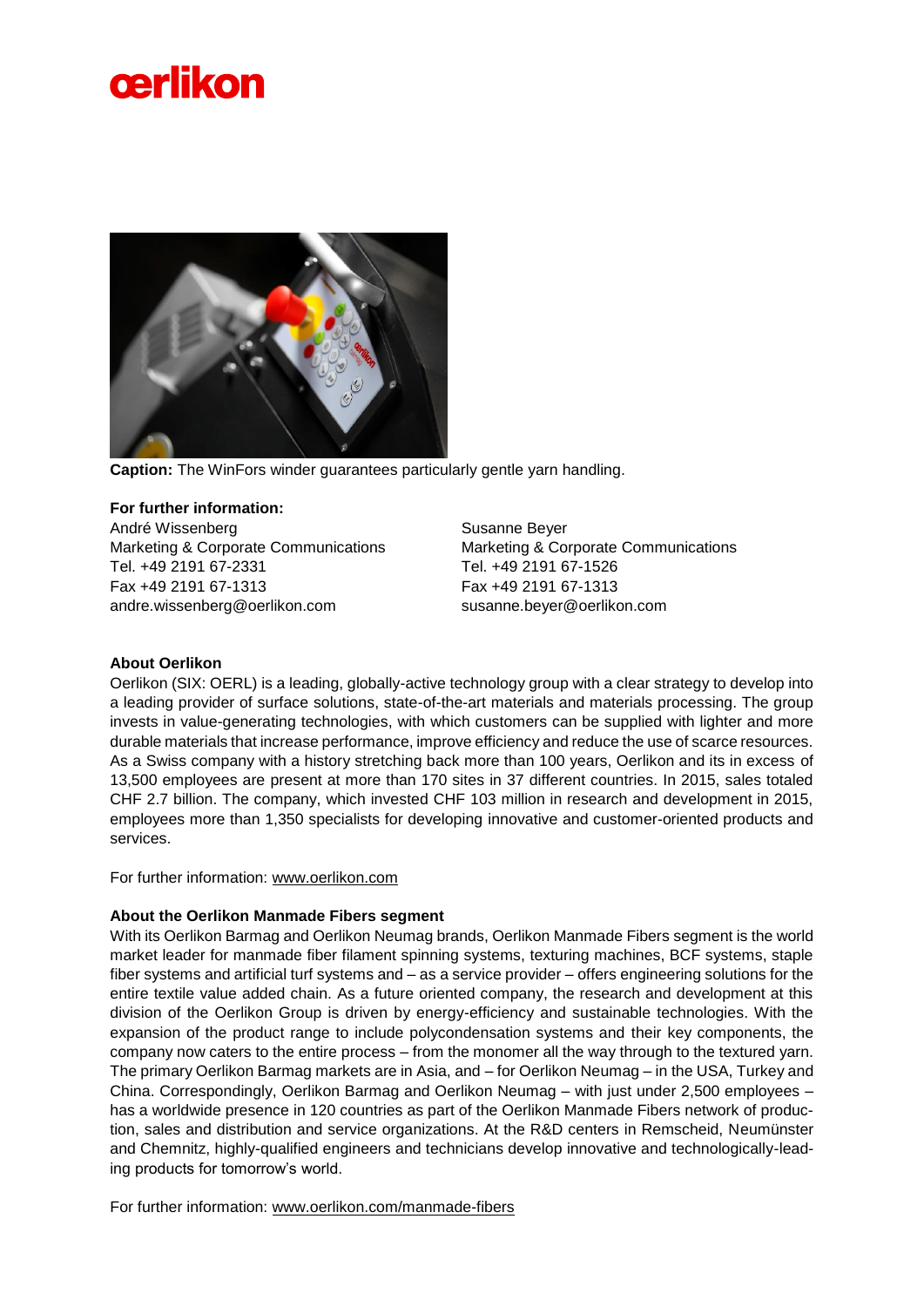**Caption:** The WinFors winder guarantees particularly gentle yarn handling.

**For further information:**

André Wissenberg
Marketing & Corporate Communications
Tel. +49 2191 67-2331
Fax +49 2191 67-1313
andre.wissenberg@oerlikon.com

Susanne Beyer
Marketing & Corporate Communications
Tel. +49 2191 67-1526
Fax +49 2191 67-1313
susanne.beyer@oerlikon.com

**About Oerlikon**

Oerlikon (SIX: OERL) is a leading, globally-active technology group with a clear strategy to develop into a leading provider of surface solutions, state-of-the-art materials and materials processing. The group invests in value-generating technologies, with which customers can be supplied with lighter and more durable materials that increase performance, improve efficiency and reduce the use of scarce resources. As a Swiss company with a history stretching back more than 100 years, Oerlikon and its in excess of 13,500 employees are present at more than 170 sites in 37 different countries. In 2015, sales totaled CHF 2.7 billion. The company, which invested CHF 103 million in research and development in 2015, employees more than 1,350 specialists for developing innovative and customer-oriented products and services.

For further information: www.oerlikon.com

**About the Oerlikon Manmade Fibers segment**

With its Oerlikon Barmag and Oerlikon Neumag brands, Oerlikon Manmade Fibers segment is the world market leader for manmade fiber filament spinning systems, texturing machines, BCF systems, staple fiber systems and artificial turf systems and – as a service provider – offers engineering solutions for the entire textile value added chain. As a future oriented company, the research and development at this division of the Oerlikon Group is driven by energy-efficiency and sustainable technologies. With the expansion of the product range to include polycondensation systems and their key components, the company now caters to the entire process – from the monomer all the way through to the textured yarn. The primary Oerlikon Barmag markets are in Asia, and – for Oerlikon Neumag – in the USA, Turkey and China. Correspondingly, Oerlikon Barmag and Oerlikon Neumag – with just under 2,500 employees – has a worldwide presence in 120 countries as part of the Oerlikon Manmade Fibers network of production, sales and distribution and service organizations. At the R&D centers in Remscheid, Neumünster and Chemnitz, highly-qualified engineers and technicians develop innovative and technologically-leading products for tomorrow's world.

For further information: www.oerlikon.com/manmade-fibers